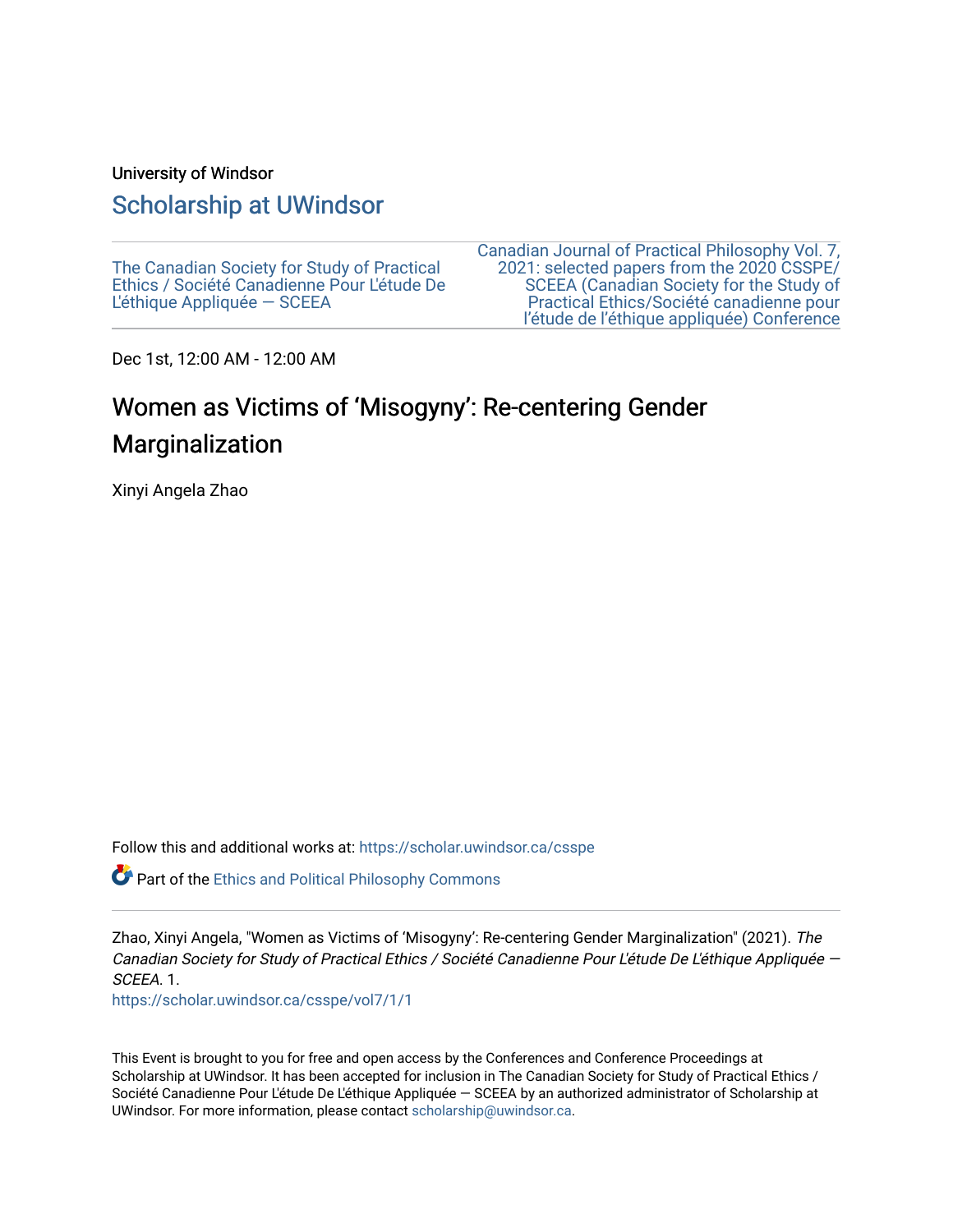University of Windsor

## Scholarship at UWindsor

The Canadian Society for Study of Practical Ethics / Société Canadienne Pour L'étude De L'éthique Appliquée — SCEEA

Canadian Journal of Practical Philosophy Vol. 7, 2021: selected papers from the 2020 CSSPE/ SCEEA (Canadian Society for the Study of Practical Ethics/Société canadienne pour l'étude de l'éthique appliquée) Conference

Dec 1st, 12:00 AM - 12:00 AM

# Women as Victims of 'Misogyny': Re-centering Gender Marginalization

Xinyi Angela Zhao

Follow this and additional works at: https://scholar.uwindsor.ca/csspe

Part of the Ethics and Political Philosophy Commons

Zhao, Xinyi Angela, "Women as Victims of 'Misogyny': Re-centering Gender Marginalization" (2021). *The Canadian Society for Study of Practical Ethics / Société Canadienne Pour L'étude De L'éthique Appliquée — SCEEA*. 1.
https://scholar.uwindsor.ca/csspe/vol7/1/1

This Event is brought to you for free and open access by the Conferences and Conference Proceedings at Scholarship at UWindsor. It has been accepted for inclusion in The Canadian Society for Study of Practical Ethics / Société Canadienne Pour L'étude De L'éthique Appliquée — SCEEA by an authorized administrator of Scholarship at UWindsor. For more information, please contact scholarship@uwindsor.ca.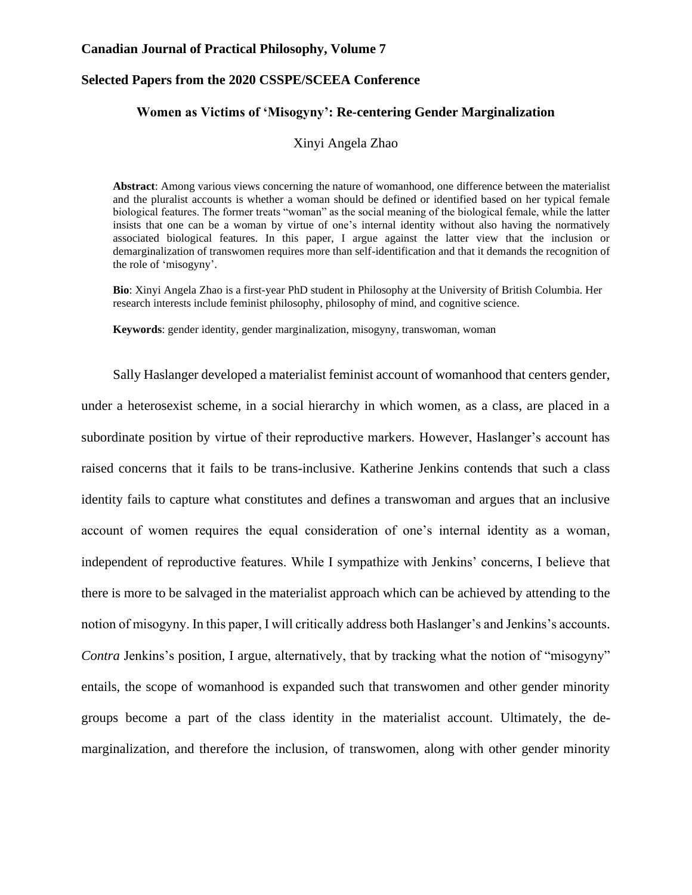**Canadian Journal of Practical Philosophy, Volume 7**

**Selected Papers from the 2020 CSSPE/SCEEA Conference**

### Women as Victims of 'Misogyny': Re-centering Gender Marginalization

Xinyi Angela Zhao

**Abstract**: Among various views concerning the nature of womanhood, one difference between the materialist and the pluralist accounts is whether a woman should be defined or identified based on her typical female biological features. The former treats "woman" as the social meaning of the biological female, while the latter insists that one can be a woman by virtue of one's internal identity without also having the normatively associated biological features. In this paper, I argue against the latter view that the inclusion or demarginalization of transwomen requires more than self-identification and that it demands the recognition of the role of 'misogyny'.

**Bio**: Xinyi Angela Zhao is a first-year PhD student in Philosophy at the University of British Columbia. Her research interests include feminist philosophy, philosophy of mind, and cognitive science.

**Keywords**: gender identity, gender marginalization, misogyny, transwoman, woman

Sally Haslanger developed a materialist feminist account of womanhood that centers gender, under a heterosexist scheme, in a social hierarchy in which women, as a class, are placed in a subordinate position by virtue of their reproductive markers. However, Haslanger's account has raised concerns that it fails to be trans-inclusive. Katherine Jenkins contends that such a class identity fails to capture what constitutes and defines a transwoman and argues that an inclusive account of women requires the equal consideration of one's internal identity as a woman, independent of reproductive features. While I sympathize with Jenkins' concerns, I believe that there is more to be salvaged in the materialist approach which can be achieved by attending to the notion of misogyny. In this paper, I will critically address both Haslanger's and Jenkins's accounts. *Contra* Jenkins's position, I argue, alternatively, that by tracking what the notion of "misogyny" entails, the scope of womanhood is expanded such that transwomen and other gender minority groups become a part of the class identity in the materialist account. Ultimately, the de-marginalization, and therefore the inclusion, of transwomen, along with other gender minority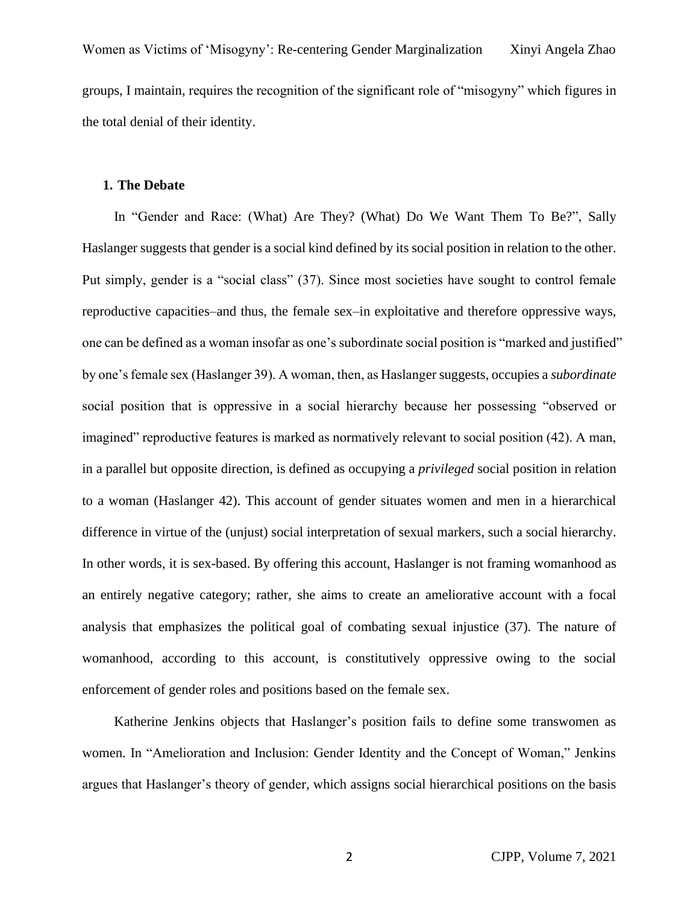groups, I maintain, requires the recognition of the significant role of "misogyny" which figures in the total denial of their identity.

## 1. The Debate

In "Gender and Race: (What) Are They? (What) Do We Want Them To Be?", Sally Haslanger suggests that gender is a social kind defined by its social position in relation to the other. Put simply, gender is a "social class" (37). Since most societies have sought to control female reproductive capacities–and thus, the female sex–in exploitative and therefore oppressive ways, one can be defined as a woman insofar as one's subordinate social position is "marked and justified" by one's female sex (Haslanger 39). A woman, then, as Haslanger suggests, occupies a *subordinate* social position that is oppressive in a social hierarchy because her possessing "observed or imagined" reproductive features is marked as normatively relevant to social position (42). A man, in a parallel but opposite direction, is defined as occupying a *privileged* social position in relation to a woman (Haslanger 42). This account of gender situates women and men in a hierarchical difference in virtue of the (unjust) social interpretation of sexual markers, such a social hierarchy. In other words, it is sex-based. By offering this account, Haslanger is not framing womanhood as an entirely negative category; rather, she aims to create an ameliorative account with a focal analysis that emphasizes the political goal of combating sexual injustice (37). The nature of womanhood, according to this account, is constitutively oppressive owing to the social enforcement of gender roles and positions based on the female sex.

Katherine Jenkins objects that Haslanger's position fails to define some transwomen as women. In "Amelioration and Inclusion: Gender Identity and the Concept of Woman," Jenkins argues that Haslanger's theory of gender, which assigns social hierarchical positions on the basis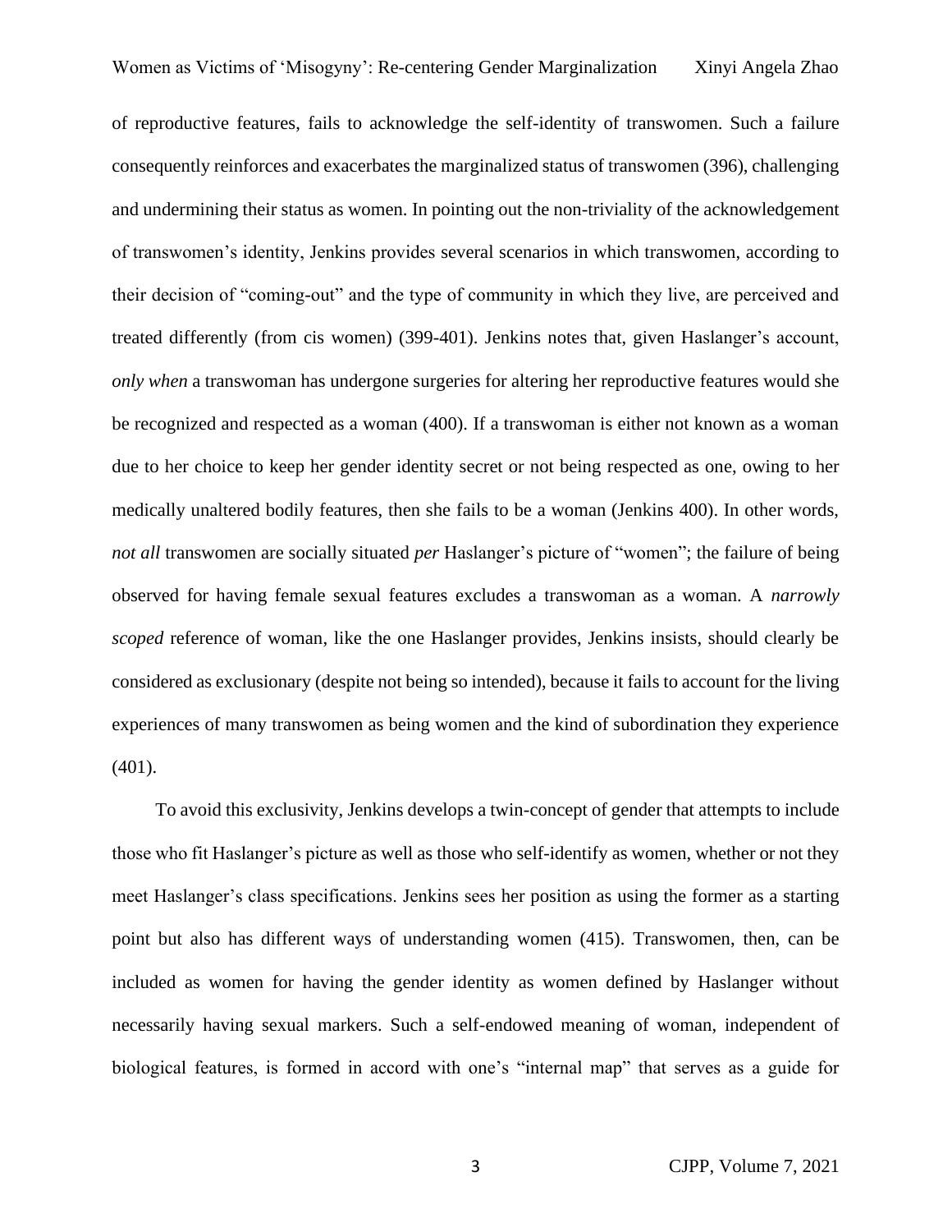of reproductive features, fails to acknowledge the self-identity of transwomen. Such a failure consequently reinforces and exacerbates the marginalized status of transwomen (396), challenging and undermining their status as women. In pointing out the non-triviality of the acknowledgement of transwomen's identity, Jenkins provides several scenarios in which transwomen, according to their decision of "coming-out" and the type of community in which they live, are perceived and treated differently (from cis women) (399-401). Jenkins notes that, given Haslanger's account, *only when* a transwoman has undergone surgeries for altering her reproductive features would she be recognized and respected as a woman (400). If a transwoman is either not known as a woman due to her choice to keep her gender identity secret or not being respected as one, owing to her medically unaltered bodily features, then she fails to be a woman (Jenkins 400). In other words, *not all* transwomen are socially situated *per* Haslanger's picture of "women"; the failure of being observed for having female sexual features excludes a transwoman as a woman. A *narrowly scoped* reference of woman, like the one Haslanger provides, Jenkins insists, should clearly be considered as exclusionary (despite not being so intended), because it fails to account for the living experiences of many transwomen as being women and the kind of subordination they experience (401).

To avoid this exclusivity, Jenkins develops a twin-concept of gender that attempts to include those who fit Haslanger's picture as well as those who self-identify as women, whether or not they meet Haslanger's class specifications. Jenkins sees her position as using the former as a starting point but also has different ways of understanding women (415). Transwomen, then, can be included as women for having the gender identity as women defined by Haslanger without necessarily having sexual markers. Such a self-endowed meaning of woman, independent of biological features, is formed in accord with one's "internal map" that serves as a guide for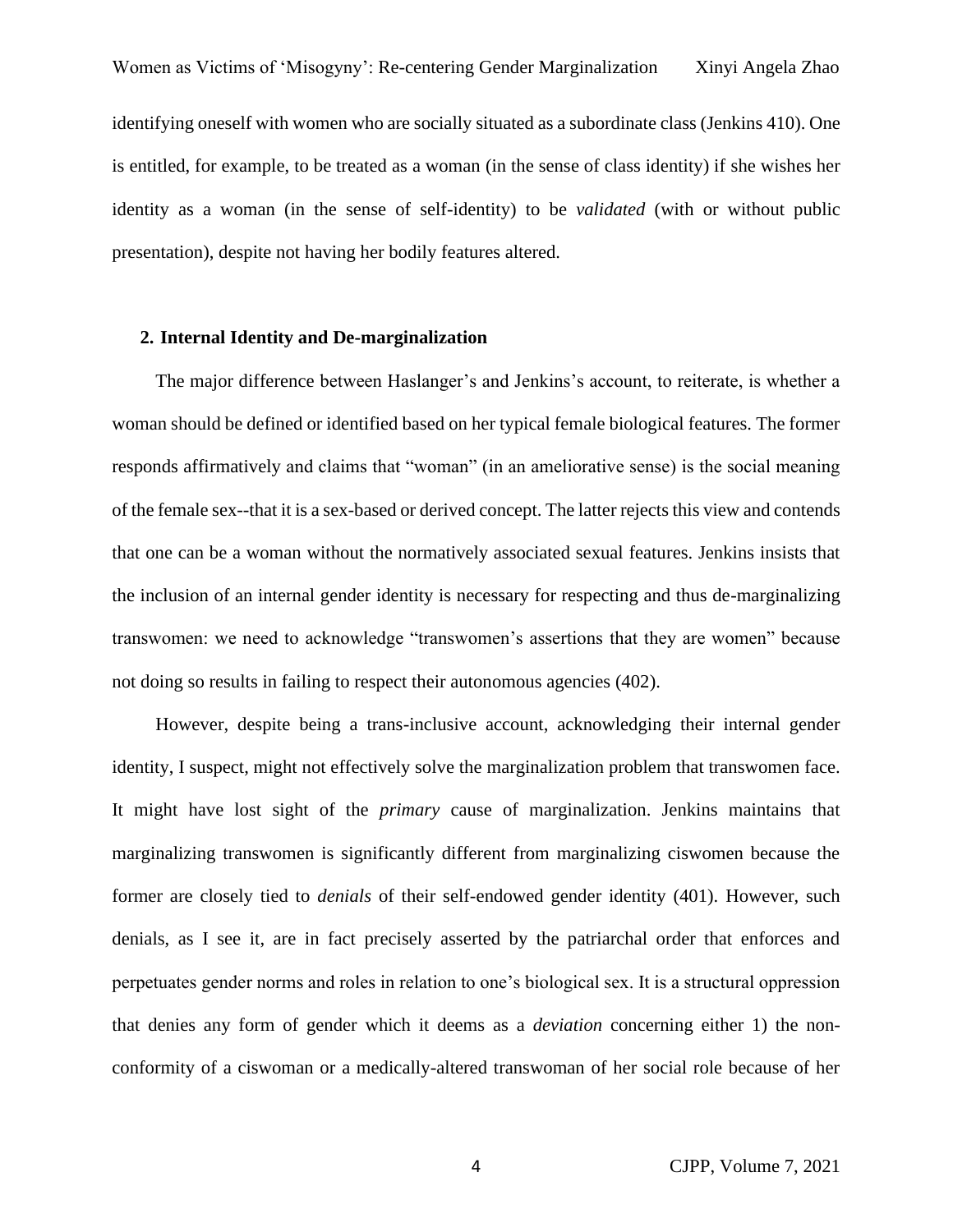identifying oneself with women who are socially situated as a subordinate class (Jenkins 410). One is entitled, for example, to be treated as a woman (in the sense of class identity) if she wishes her identity as a woman (in the sense of self-identity) to be *validated* (with or without public presentation), despite not having her bodily features altered.

## 2. Internal Identity and De-marginalization

The major difference between Haslanger's and Jenkins's account, to reiterate, is whether a woman should be defined or identified based on her typical female biological features. The former responds affirmatively and claims that "woman" (in an ameliorative sense) is the social meaning of the female sex--that it is a sex-based or derived concept. The latter rejects this view and contends that one can be a woman without the normatively associated sexual features. Jenkins insists that the inclusion of an internal gender identity is necessary for respecting and thus de-marginalizing transwomen: we need to acknowledge "transwomen's assertions that they are women" because not doing so results in failing to respect their autonomous agencies (402).

However, despite being a trans-inclusive account, acknowledging their internal gender identity, I suspect, might not effectively solve the marginalization problem that transwomen face. It might have lost sight of the *primary* cause of marginalization. Jenkins maintains that marginalizing transwomen is significantly different from marginalizing ciswomen because the former are closely tied to *denials* of their self-endowed gender identity (401). However, such denials, as I see it, are in fact precisely asserted by the patriarchal order that enforces and perpetuates gender norms and roles in relation to one's biological sex. It is a structural oppression that denies any form of gender which it deems as a *deviation* concerning either 1) the non-conformity of a ciswoman or a medically-altered transwoman of her social role because of her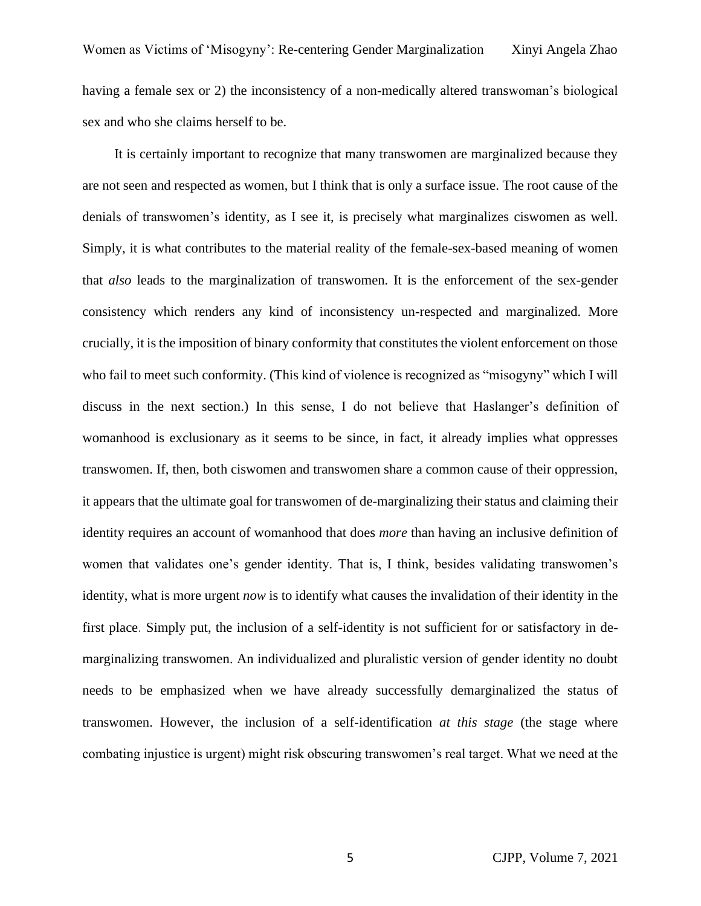having a female sex or 2) the inconsistency of a non-medically altered transwoman's biological sex and who she claims herself to be.

It is certainly important to recognize that many transwomen are marginalized because they are not seen and respected as women, but I think that is only a surface issue. The root cause of the denials of transwomen's identity, as I see it, is precisely what marginalizes ciswomen as well. Simply, it is what contributes to the material reality of the female-sex-based meaning of women that *also* leads to the marginalization of transwomen. It is the enforcement of the sex-gender consistency which renders any kind of inconsistency un-respected and marginalized. More crucially, it is the imposition of binary conformity that constitutes the violent enforcement on those who fail to meet such conformity. (This kind of violence is recognized as "misogyny" which I will discuss in the next section.) In this sense, I do not believe that Haslanger's definition of womanhood is exclusionary as it seems to be since, in fact, it already implies what oppresses transwomen. If, then, both ciswomen and transwomen share a common cause of their oppression, it appears that the ultimate goal for transwomen of de-marginalizing their status and claiming their identity requires an account of womanhood that does *more* than having an inclusive definition of women that validates one's gender identity. That is, I think, besides validating transwomen's identity, what is more urgent *now* is to identify what causes the invalidation of their identity in the first place. Simply put, the inclusion of a self-identity is not sufficient for or satisfactory in de-marginalizing transwomen. An individualized and pluralistic version of gender identity no doubt needs to be emphasized when we have already successfully demarginalized the status of transwomen. However, the inclusion of a self-identification *at this stage* (the stage where combating injustice is urgent) might risk obscuring transwomen's real target. What we need at the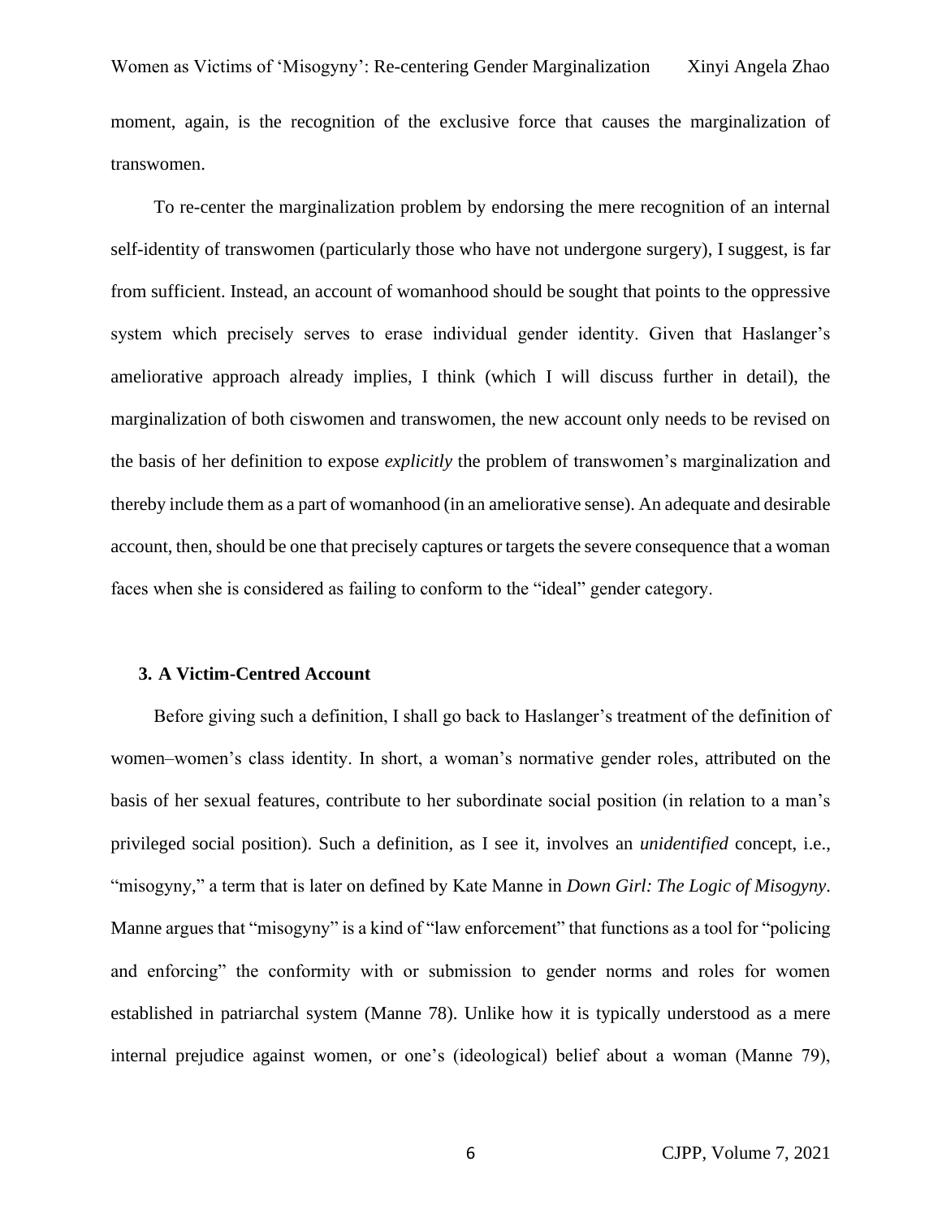moment, again, is the recognition of the exclusive force that causes the marginalization of transwomen.

To re-center the marginalization problem by endorsing the mere recognition of an internal self-identity of transwomen (particularly those who have not undergone surgery), I suggest, is far from sufficient. Instead, an account of womanhood should be sought that points to the oppressive system which precisely serves to erase individual gender identity. Given that Haslanger's ameliorative approach already implies, I think (which I will discuss further in detail), the marginalization of both ciswomen and transwomen, the new account only needs to be revised on the basis of her definition to expose *explicitly* the problem of transwomen's marginalization and thereby include them as a part of womanhood (in an ameliorative sense). An adequate and desirable account, then, should be one that precisely captures or targets the severe consequence that a woman faces when she is considered as failing to conform to the "ideal" gender category.

## 3. A Victim-Centred Account

Before giving such a definition, I shall go back to Haslanger's treatment of the definition of women–women's class identity. In short, a woman's normative gender roles, attributed on the basis of her sexual features, contribute to her subordinate social position (in relation to a man's privileged social position). Such a definition, as I see it, involves an *unidentified* concept, i.e., "misogyny," a term that is later on defined by Kate Manne in *Down Girl: The Logic of Misogyny*. Manne argues that "misogyny" is a kind of "law enforcement" that functions as a tool for "policing and enforcing" the conformity with or submission to gender norms and roles for women established in patriarchal system (Manne 78). Unlike how it is typically understood as a mere internal prejudice against women, or one's (ideological) belief about a woman (Manne 79),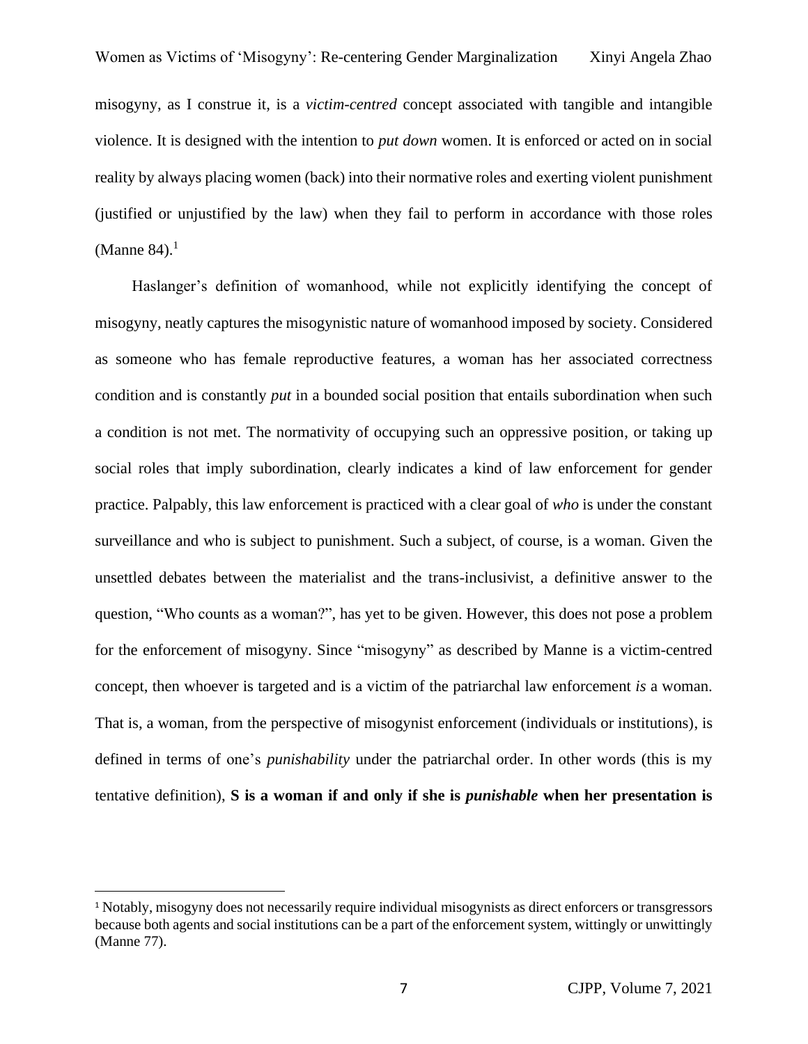misogyny, as I construe it, is a *victim-centred* concept associated with tangible and intangible violence. It is designed with the intention to *put down* women. It is enforced or acted on in social reality by always placing women (back) into their normative roles and exerting violent punishment (justified or unjustified by the law) when they fail to perform in accordance with those roles (Manne 84).[1]

Haslanger's definition of womanhood, while not explicitly identifying the concept of misogyny, neatly captures the misogynistic nature of womanhood imposed by society. Considered as someone who has female reproductive features, a woman has her associated correctness condition and is constantly *put* in a bounded social position that entails subordination when such a condition is not met. The normativity of occupying such an oppressive position, or taking up social roles that imply subordination, clearly indicates a kind of law enforcement for gender practice. Palpably, this law enforcement is practiced with a clear goal of *who* is under the constant surveillance and who is subject to punishment. Such a subject, of course, is a woman. Given the unsettled debates between the materialist and the trans-inclusivist, a definitive answer to the question, "Who counts as a woman?", has yet to be given. However, this does not pose a problem for the enforcement of misogyny. Since "misogyny" as described by Manne is a victim-centred concept, then whoever is targeted and is a victim of the patriarchal law enforcement *is* a woman. That is, a woman, from the perspective of misogynist enforcement (individuals or institutions), is defined in terms of one's *punishability* under the patriarchal order. In other words (this is my tentative definition), **S is a woman if and only if she is *punishable* when her presentation is**

[1] Notably, misogyny does not necessarily require individual misogynists as direct enforcers or transgressors because both agents and social institutions can be a part of the enforcement system, wittingly or unwittingly (Manne 77).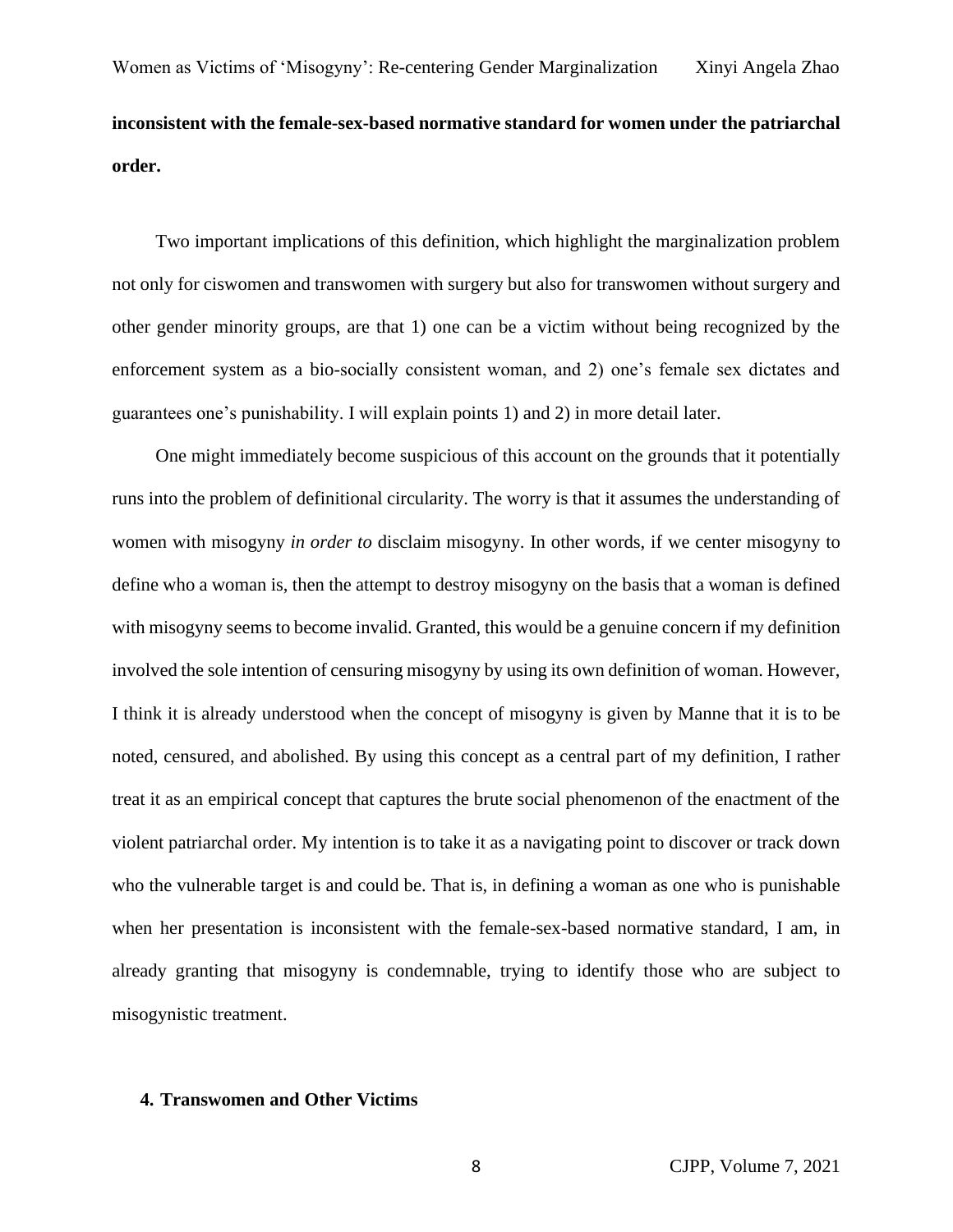**inconsistent with the female-sex-based normative standard for women under the patriarchal order.**

Two important implications of this definition, which highlight the marginalization problem not only for ciswomen and transwomen with surgery but also for transwomen without surgery and other gender minority groups, are that 1) one can be a victim without being recognized by the enforcement system as a bio-socially consistent woman, and 2) one's female sex dictates and guarantees one's punishability. I will explain points 1) and 2) in more detail later.

One might immediately become suspicious of this account on the grounds that it potentially runs into the problem of definitional circularity. The worry is that it assumes the understanding of women with misogyny *in order to* disclaim misogyny. In other words, if we center misogyny to define who a woman is, then the attempt to destroy misogyny on the basis that a woman is defined with misogyny seems to become invalid. Granted, this would be a genuine concern if my definition involved the sole intention of censuring misogyny by using its own definition of woman. However, I think it is already understood when the concept of misogyny is given by Manne that it is to be noted, censured, and abolished. By using this concept as a central part of my definition, I rather treat it as an empirical concept that captures the brute social phenomenon of the enactment of the violent patriarchal order. My intention is to take it as a navigating point to discover or track down who the vulnerable target is and could be. That is, in defining a woman as one who is punishable when her presentation is inconsistent with the female-sex-based normative standard, I am, in already granting that misogyny is condemnable, trying to identify those who are subject to misogynistic treatment.

## 4. Transwomen and Other Victims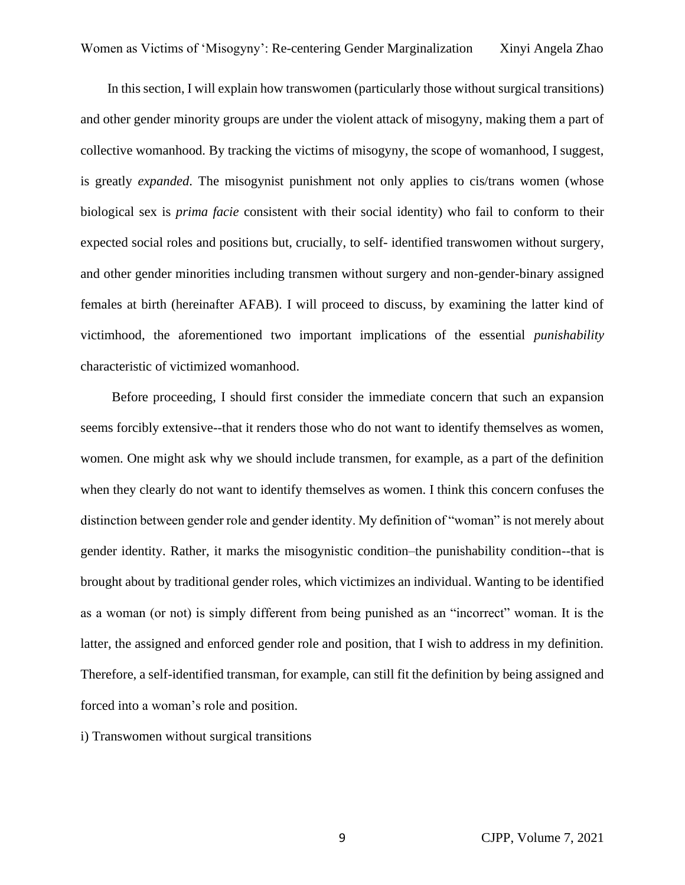In this section, I will explain how transwomen (particularly those without surgical transitions) and other gender minority groups are under the violent attack of misogyny, making them a part of collective womanhood. By tracking the victims of misogyny, the scope of womanhood, I suggest, is greatly *expanded*. The misogynist punishment not only applies to cis/trans women (whose biological sex is *prima facie* consistent with their social identity) who fail to conform to their expected social roles and positions but, crucially, to self- identified transwomen without surgery, and other gender minorities including transmen without surgery and non-gender-binary assigned females at birth (hereinafter AFAB). I will proceed to discuss, by examining the latter kind of victimhood, the aforementioned two important implications of the essential *punishability* characteristic of victimized womanhood.

Before proceeding, I should first consider the immediate concern that such an expansion seems forcibly extensive--that it renders those who do not want to identify themselves as women, women. One might ask why we should include transmen, for example, as a part of the definition when they clearly do not want to identify themselves as women. I think this concern confuses the distinction between gender role and gender identity. My definition of "woman" is not merely about gender identity. Rather, it marks the misogynistic condition–the punishability condition--that is brought about by traditional gender roles, which victimizes an individual. Wanting to be identified as a woman (or not) is simply different from being punished as an "incorrect" woman. It is the latter, the assigned and enforced gender role and position, that I wish to address in my definition. Therefore, a self-identified transman, for example, can still fit the definition by being assigned and forced into a woman's role and position.

i) Transwomen without surgical transitions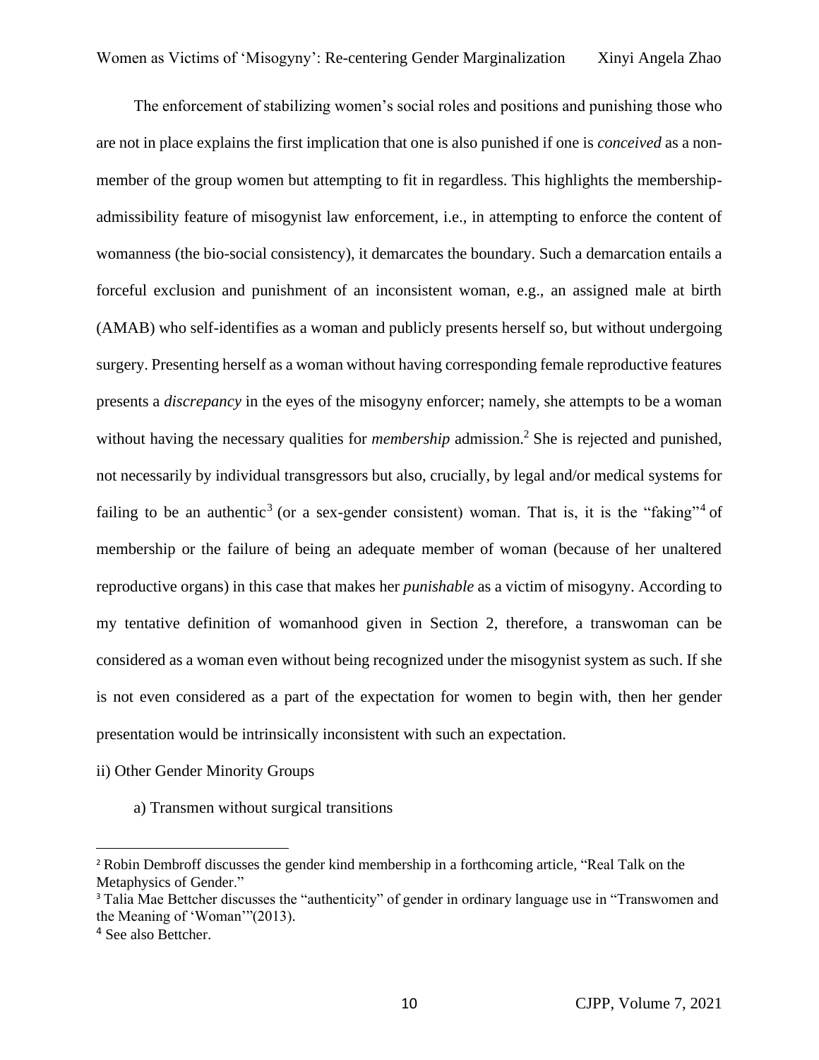The enforcement of stabilizing women's social roles and positions and punishing those who are not in place explains the first implication that one is also punished if one is *conceived* as a non-member of the group women but attempting to fit in regardless. This highlights the membership-admissibility feature of misogynist law enforcement, i.e., in attempting to enforce the content of womanness (the bio-social consistency), it demarcates the boundary. Such a demarcation entails a forceful exclusion and punishment of an inconsistent woman, e.g., an assigned male at birth (AMAB) who self-identifies as a woman and publicly presents herself so, but without undergoing surgery. Presenting herself as a woman without having corresponding female reproductive features presents a *discrepancy* in the eyes of the misogyny enforcer; namely, she attempts to be a woman without having the necessary qualities for *membership* admission.[2] She is rejected and punished, not necessarily by individual transgressors but also, crucially, by legal and/or medical systems for failing to be an authentic[3] (or a sex-gender consistent) woman. That is, it is the "faking"[4] of membership or the failure of being an adequate member of woman (because of her unaltered reproductive organs) in this case that makes her *punishable* as a victim of misogyny. According to my tentative definition of womanhood given in Section 2, therefore, a transwoman can be considered as a woman even without being recognized under the misogynist system as such. If she is not even considered as a part of the expectation for women to begin with, then her gender presentation would be intrinsically inconsistent with such an expectation.

ii) Other Gender Minority Groups

a) Transmen without surgical transitions

---

[2] Robin Dembroff discusses the gender kind membership in a forthcoming article, "Real Talk on the Metaphysics of Gender."

[3] Talia Mae Bettcher discusses the "authenticity" of gender in ordinary language use in "Transwomen and the Meaning of 'Woman'"(2013).

[4] See also Bettcher.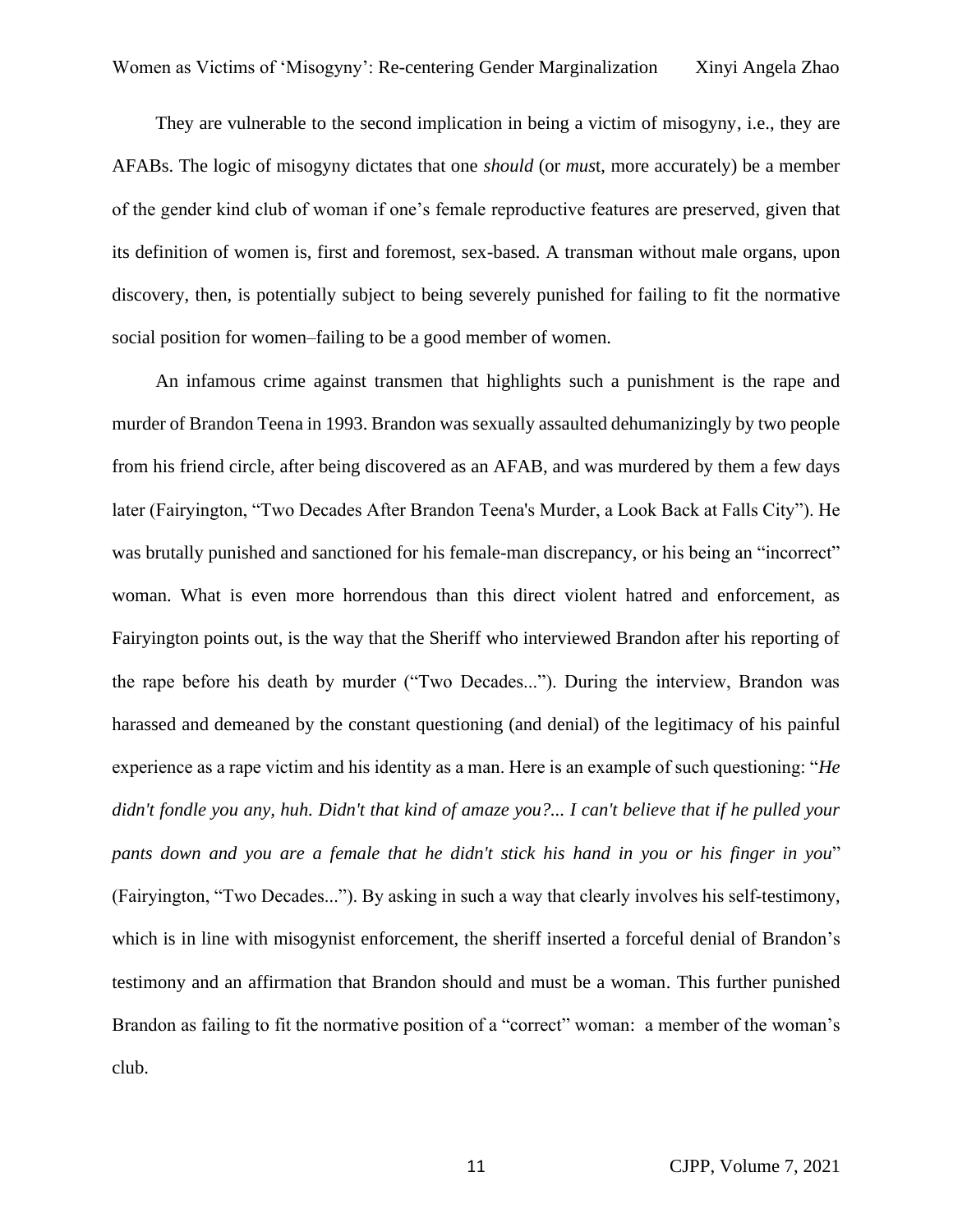They are vulnerable to the second implication in being a victim of misogyny, i.e., they are AFABs. The logic of misogyny dictates that one *should* (or *mus*t, more accurately) be a member of the gender kind club of woman if one's female reproductive features are preserved, given that its definition of women is, first and foremost, sex-based. A transman without male organs, upon discovery, then, is potentially subject to being severely punished for failing to fit the normative social position for women–failing to be a good member of women.

An infamous crime against transmen that highlights such a punishment is the rape and murder of Brandon Teena in 1993. Brandon was sexually assaulted dehumanizingly by two people from his friend circle, after being discovered as an AFAB, and was murdered by them a few days later (Fairyington, "Two Decades After Brandon Teena's Murder, a Look Back at Falls City"). He was brutally punished and sanctioned for his female-man discrepancy, or his being an "incorrect" woman. What is even more horrendous than this direct violent hatred and enforcement, as Fairyington points out, is the way that the Sheriff who interviewed Brandon after his reporting of the rape before his death by murder ("Two Decades..."). During the interview, Brandon was harassed and demeaned by the constant questioning (and denial) of the legitimacy of his painful experience as a rape victim and his identity as a man. Here is an example of such questioning: "*He didn't fondle you any, huh. Didn't that kind of amaze you?... I can't believe that if he pulled your pants down and you are a female that he didn't stick his hand in you or his finger in you*" (Fairyington, "Two Decades..."). By asking in such a way that clearly involves his self-testimony, which is in line with misogynist enforcement, the sheriff inserted a forceful denial of Brandon's testimony and an affirmation that Brandon should and must be a woman. This further punished Brandon as failing to fit the normative position of a "correct" woman: a member of the woman's club.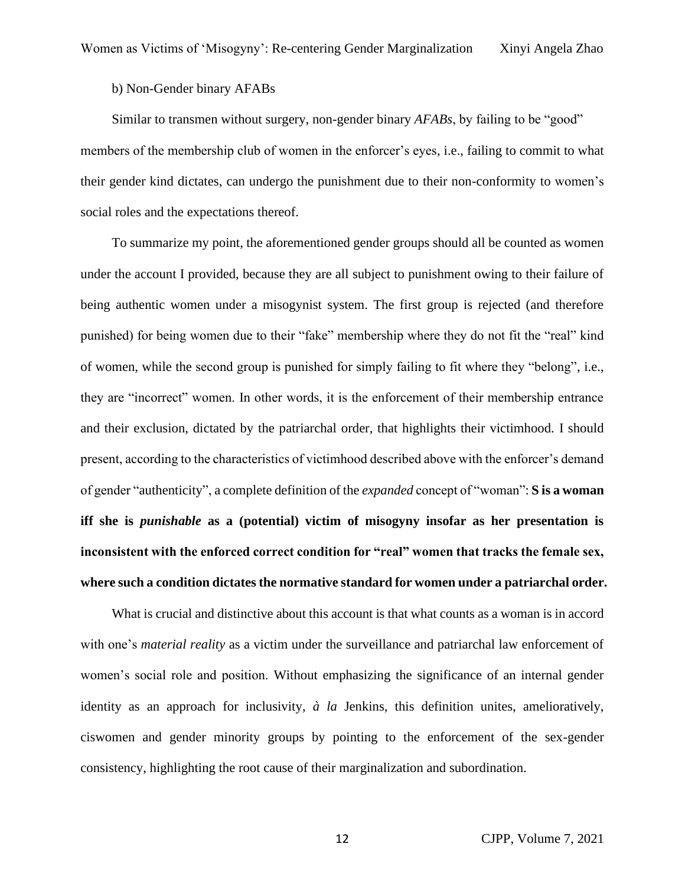b) Non-Gender binary AFABs

Similar to transmen without surgery, non-gender binary *AFABs*, by failing to be "good" members of the membership club of women in the enforcer's eyes, i.e., failing to commit to what their gender kind dictates, can undergo the punishment due to their non-conformity to women's social roles and the expectations thereof.

To summarize my point, the aforementioned gender groups should all be counted as women under the account I provided, because they are all subject to punishment owing to their failure of being authentic women under a misogynist system. The first group is rejected (and therefore punished) for being women due to their "fake" membership where they do not fit the "real" kind of women, while the second group is punished for simply failing to fit where they "belong", i.e., they are "incorrect" women. In other words, it is the enforcement of their membership entrance and their exclusion, dictated by the patriarchal order, that highlights their victimhood. I should present, according to the characteristics of victimhood described above with the enforcer's demand of gender "authenticity", a complete definition of the *expanded* concept of "woman": **S is a woman iff she is *punishable* as a (potential) victim of misogyny insofar as her presentation is inconsistent with the enforced correct condition for "real" women that tracks the female sex, where such a condition dictates the normative standard for women under a patriarchal order.**

What is crucial and distinctive about this account is that what counts as a woman is in accord with one's *material reality* as a victim under the surveillance and patriarchal law enforcement of women's social role and position. Without emphasizing the significance of an internal gender identity as an approach for inclusivity, *à la* Jenkins, this definition unites, amelioratively, ciswomen and gender minority groups by pointing to the enforcement of the sex-gender consistency, highlighting the root cause of their marginalization and subordination.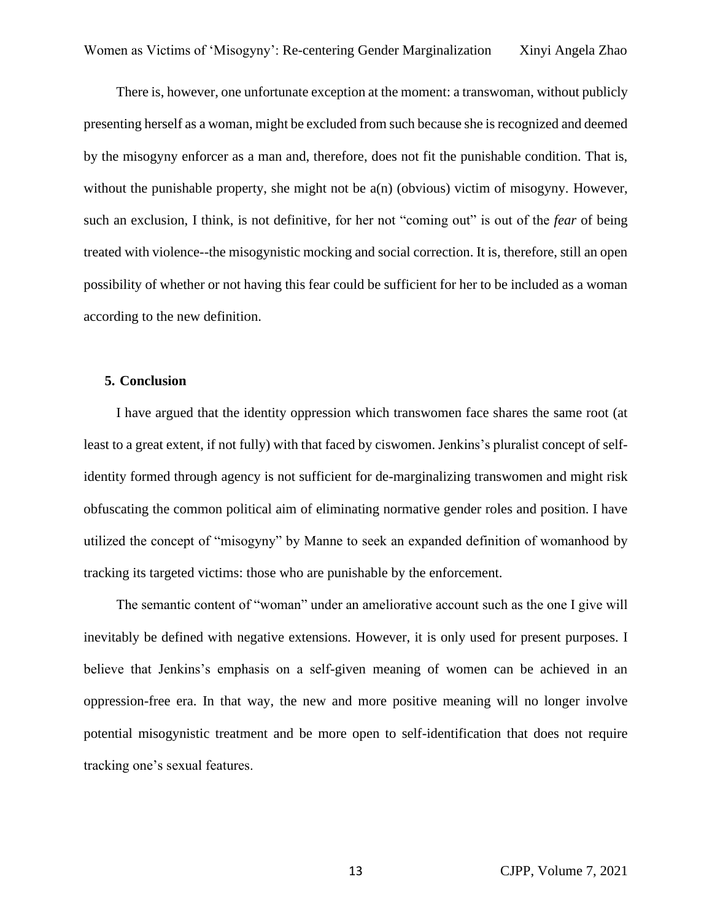There is, however, one unfortunate exception at the moment: a transwoman, without publicly presenting herself as a woman, might be excluded from such because she is recognized and deemed by the misogyny enforcer as a man and, therefore, does not fit the punishable condition. That is, without the punishable property, she might not be a(n) (obvious) victim of misogyny. However, such an exclusion, I think, is not definitive, for her not "coming out" is out of the *fear* of being treated with violence--the misogynistic mocking and social correction. It is, therefore, still an open possibility of whether or not having this fear could be sufficient for her to be included as a woman according to the new definition.

## 5. Conclusion

I have argued that the identity oppression which transwomen face shares the same root (at least to a great extent, if not fully) with that faced by ciswomen. Jenkins's pluralist concept of self-identity formed through agency is not sufficient for de-marginalizing transwomen and might risk obfuscating the common political aim of eliminating normative gender roles and position. I have utilized the concept of "misogyny" by Manne to seek an expanded definition of womanhood by tracking its targeted victims: those who are punishable by the enforcement.

The semantic content of "woman" under an ameliorative account such as the one I give will inevitably be defined with negative extensions. However, it is only used for present purposes. I believe that Jenkins's emphasis on a self-given meaning of women can be achieved in an oppression-free era. In that way, the new and more positive meaning will no longer involve potential misogynistic treatment and be more open to self-identification that does not require tracking one's sexual features.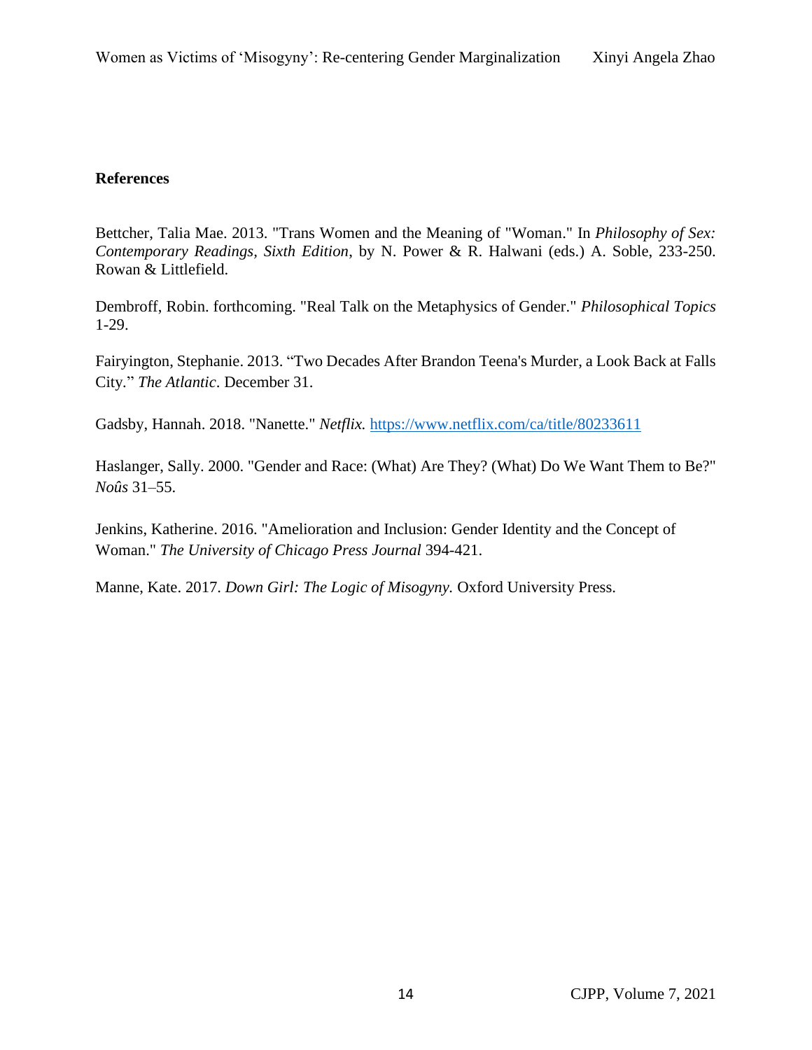**References**

Bettcher, Talia Mae. 2013. "Trans Women and the Meaning of "Woman." In *Philosophy of Sex: Contemporary Readings, Sixth Edition*, by N. Power & R. Halwani (eds.) A. Soble, 233-250. Rowan & Littlefield.

Dembroff, Robin. forthcoming. "Real Talk on the Metaphysics of Gender." *Philosophical Topics* 1-29.

Fairyington, Stephanie. 2013. "Two Decades After Brandon Teena's Murder, a Look Back at Falls City." *The Atlantic*. December 31.

Gadsby, Hannah. 2018. "Nanette." *Netflix.* https://www.netflix.com/ca/title/80233611

Haslanger, Sally. 2000. "Gender and Race: (What) Are They? (What) Do We Want Them to Be?" *Noûs* 31–55.

Jenkins, Katherine. 2016. "Amelioration and Inclusion: Gender Identity and the Concept of Woman." *The University of Chicago Press Journal* 394-421.

Manne, Kate. 2017. *Down Girl: The Logic of Misogyny.* Oxford University Press.